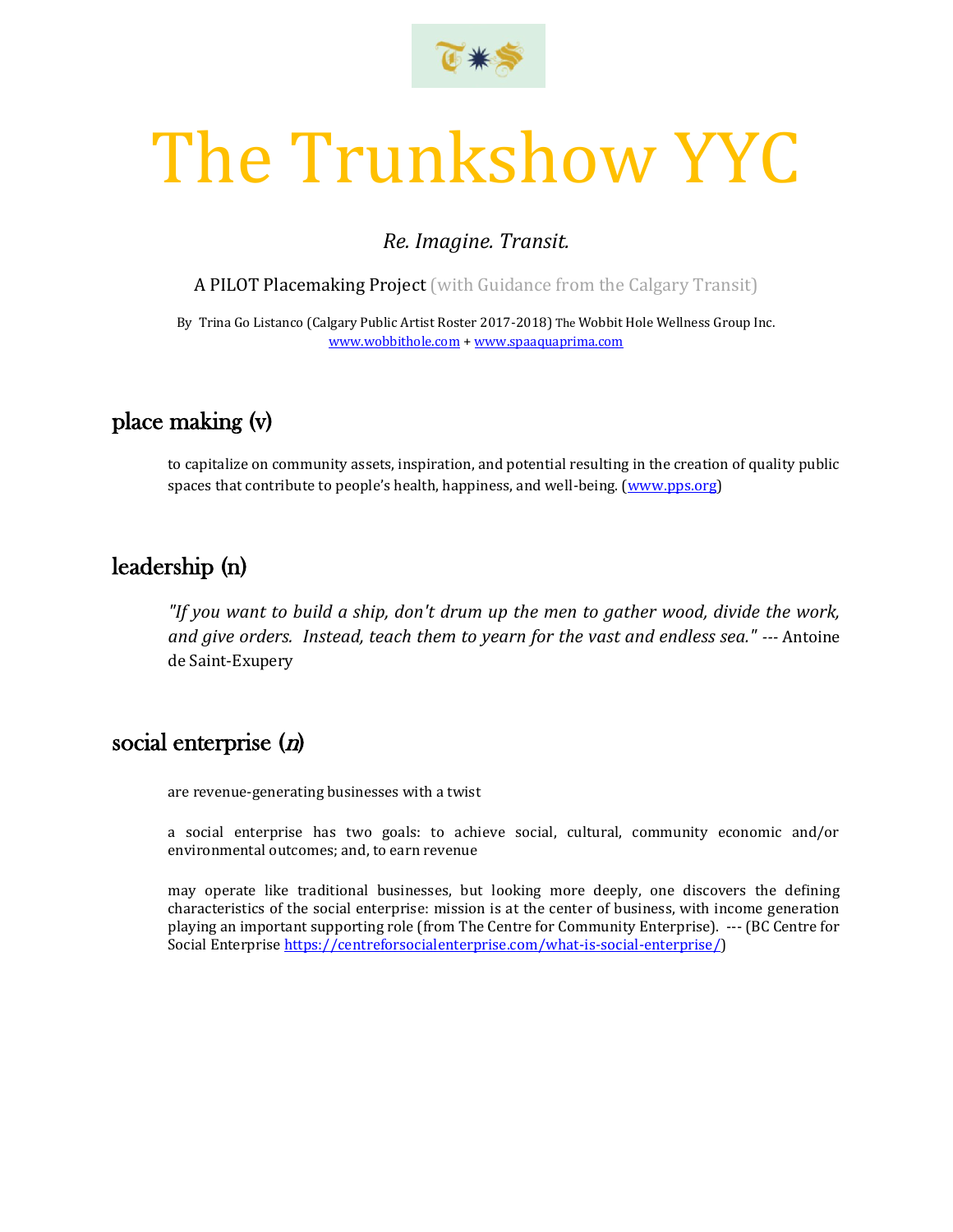# The Trunkshow YYC

*Re. Imagine. Transit.*

A PILOT Placemaking Project (with Guidance from the Calgary Transit)

By Trina Go Listanco (Calgary Public Artist Roster 2017-2018) The Wobbit Hole Wellness Group Inc.
www.wobbithole.com + www.spaaquaprima.com

## place making (v)

to capitalize on community assets, inspiration, and potential resulting in the creation of quality public spaces that contribute to people's health, happiness, and well-being. (www.pps.org)

## leadership (n)

*"If you want to build a ship, don't drum up the men to gather wood, divide the work, and give orders. Instead, teach them to yearn for the vast and endless sea."* --- Antoine de Saint-Exupery

## social enterprise (*n*)

are revenue-generating businesses with a twist

a social enterprise has two goals: to achieve social, cultural, community economic and/or environmental outcomes; and, to earn revenue

may operate like traditional businesses, but looking more deeply, one discovers the defining characteristics of the social enterprise: mission is at the center of business, with income generation playing an important supporting role (from The Centre for Community Enterprise). --- (BC Centre for Social Enterprise https://centreforsocialenterprise.com/what-is-social-enterprise/)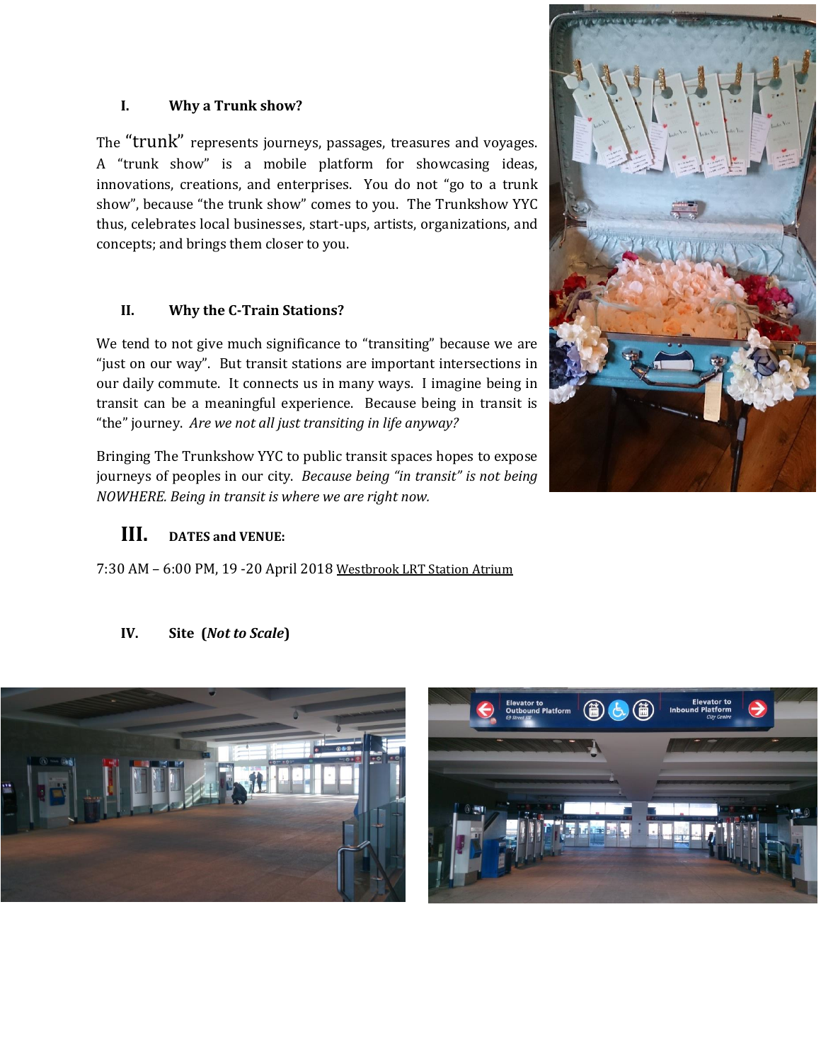## I. Why a Trunk show?

The "trunk" represents journeys, passages, treasures and voyages. A "trunk show" is a mobile platform for showcasing ideas, innovations, creations, and enterprises. You do not "go to a trunk show", because "the trunk show" comes to you. The Trunkshow YYC thus, celebrates local businesses, start-ups, artists, organizations, and concepts; and brings them closer to you.

## II. Why the C-Train Stations?

We tend to not give much significance to "transiting" because we are "just on our way". But transit stations are important intersections in our daily commute. It connects us in many ways. I imagine being in transit can be a meaningful experience. Because being in transit is "the" journey. *Are we not all just transiting in life anyway?*

Bringing The Trunkshow YYC to public transit spaces hopes to expose journeys of peoples in our city. *Because being "in transit" is not being NOWHERE. Being in transit is where we are right now.*

## III. DATES and VENUE:

7:30 AM – 6:00 PM, 19 -20 April 2018 Westbrook LRT Station Atrium

## IV. Site (*Not to Scale*)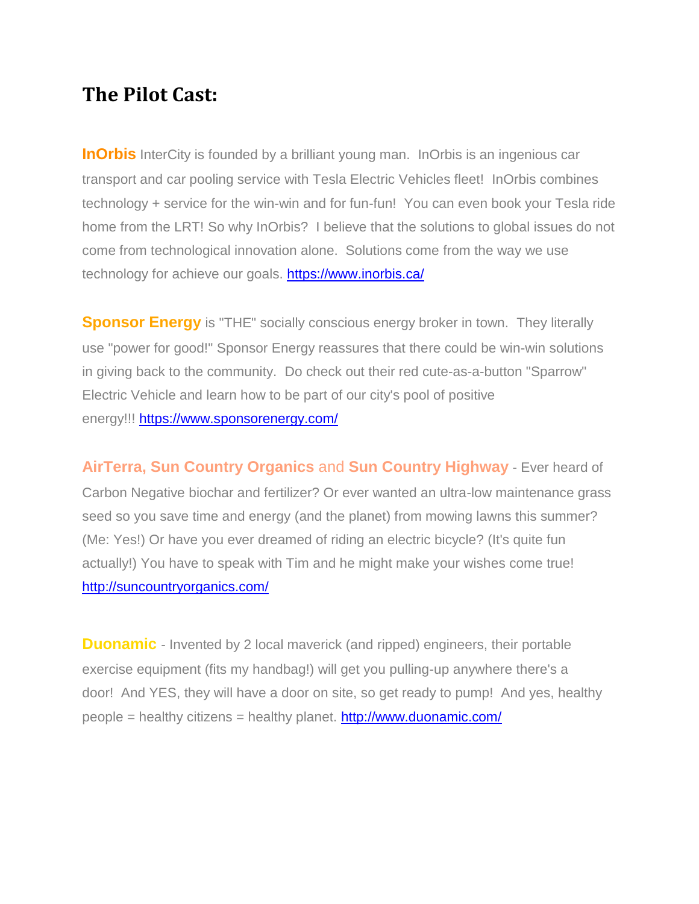## The Pilot Cast:

**InOrbis** InterCity is founded by a brilliant young man. InOrbis is an ingenious car transport and car pooling service with Tesla Electric Vehicles fleet! InOrbis combines technology + service for the win-win and for fun-fun! You can even book your Tesla ride home from the LRT! So why InOrbis? I believe that the solutions to global issues do not come from technological innovation alone. Solutions come from the way we use technology for achieve our goals. https://www.inorbis.ca/

**Sponsor Energy** is "THE" socially conscious energy broker in town. They literally use "power for good!" Sponsor Energy reassures that there could be win-win solutions in giving back to the community. Do check out their red cute-as-a-button "Sparrow" Electric Vehicle and learn how to be part of our city's pool of positive energy!!! https://www.sponsorenergy.com/

**AirTerra, Sun Country Organics** and **Sun Country Highway** - Ever heard of Carbon Negative biochar and fertilizer? Or ever wanted an ultra-low maintenance grass seed so you save time and energy (and the planet) from mowing lawns this summer? (Me: Yes!) Or have you ever dreamed of riding an electric bicycle? (It's quite fun actually!) You have to speak with Tim and he might make your wishes come true! http://suncountryorganics.com/

**Duonamic** - Invented by 2 local maverick (and ripped) engineers, their portable exercise equipment (fits my handbag!) will get you pulling-up anywhere there's a door! And YES, they will have a door on site, so get ready to pump! And yes, healthy people = healthy citizens = healthy planet. http://www.duonamic.com/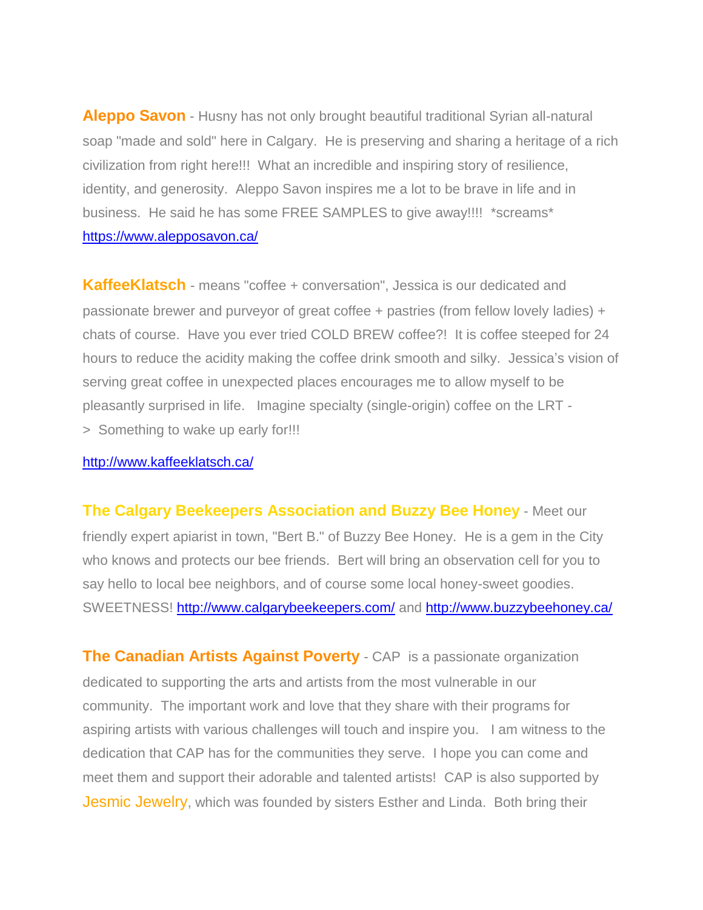**Aleppo Savon** - Husny has not only brought beautiful traditional Syrian all-natural soap "made and sold" here in Calgary. He is preserving and sharing a heritage of a rich civilization from right here!!! What an incredible and inspiring story of resilience, identity, and generosity. Aleppo Savon inspires me a lot to be brave in life and in business. He said he has some FREE SAMPLES to give away!!!! *screams* https://www.aleppossavon.ca/

**KaffeeKlatsch** - means "coffee + conversation", Jessica is our dedicated and passionate brewer and purveyor of great coffee + pastries (from fellow lovely ladies) + chats of course. Have you ever tried COLD BREW coffee?! It is coffee steeped for 24 hours to reduce the acidity making the coffee drink smooth and silky. Jessica's vision of serving great coffee in unexpected places encourages me to allow myself to be pleasantly surprised in life. Imagine specialty (single-origin) coffee on the LRT -> Something to wake up early for!!!

http://www.kaffeeklatsch.ca/

**The Calgary Beekeepers Association and Buzzy Bee Honey** - Meet our friendly expert apiarist in town, "Bert B." of Buzzy Bee Honey. He is a gem in the City who knows and protects our bee friends. Bert will bring an observation cell for you to say hello to local bee neighbors, and of course some local honey-sweet goodies. SWEETNESS! http://www.calgarybeekeepers.com/ and http://www.buzzybeehoney.ca/

**The Canadian Artists Against Poverty** - CAP is a passionate organization dedicated to supporting the arts and artists from the most vulnerable in our community. The important work and love that they share with their programs for aspiring artists with various challenges will touch and inspire you. I am witness to the dedication that CAP has for the communities they serve. I hope you can come and meet them and support their adorable and talented artists! CAP is also supported by Jesmic Jewelry, which was founded by sisters Esther and Linda. Both bring their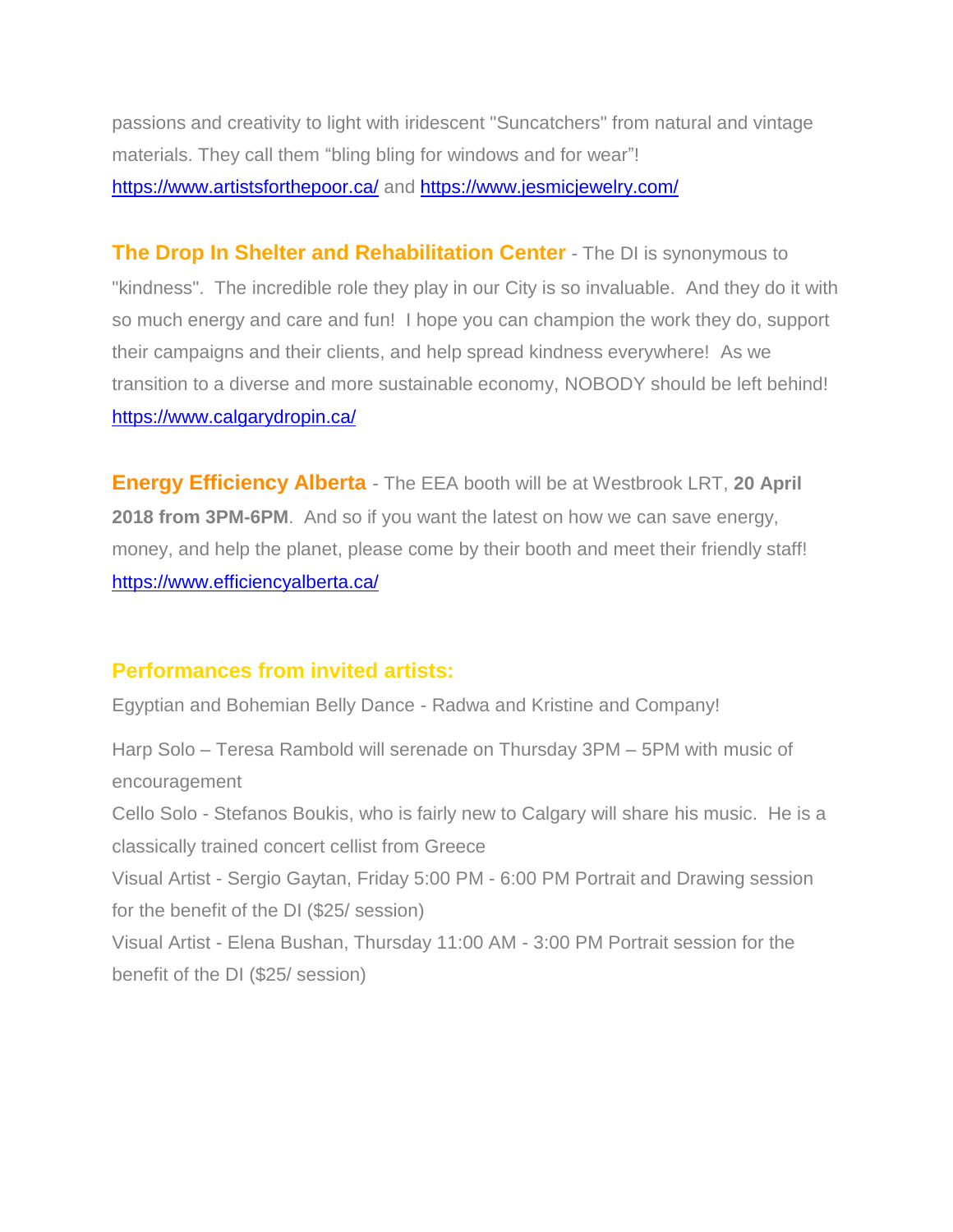passions and creativity to light with iridescent "Suncatchers" from natural and vintage materials. They call them “bling bling for windows and for wear”!
https://www.artistsforthepoor.ca/ and https://www.jesmicjewelry.com/

**The Drop In Shelter and Rehabilitation Center** - The DI is synonymous to "kindness". The incredible role they play in our City is so invaluable. And they do it with so much energy and care and fun! I hope you can champion the work they do, support their campaigns and their clients, and help spread kindness everywhere! As we transition to a diverse and more sustainable economy, NOBODY should be left behind!
https://www.calgarydropin.ca/

**Energy Efficiency Alberta** - The EEA booth will be at Westbrook LRT, **20 April 2018 from 3PM-6PM**. And so if you want the latest on how we can save energy, money, and help the planet, please come by their booth and meet their friendly staff!
https://www.efficiencyalberta.ca/

**Performances from invited artists:**

Egyptian and Bohemian Belly Dance - Radwa and Kristine and Company!

Harp Solo – Teresa Rambold will serenade on Thursday 3PM – 5PM with music of encouragement
Cello Solo - Stefanos Boukis, who is fairly new to Calgary will share his music. He is a classically trained concert cellist from Greece
Visual Artist - Sergio Gaytan, Friday 5:00 PM - 6:00 PM Portrait and Drawing session for the benefit of the DI ($25/ session)
Visual Artist - Elena Bushan, Thursday 11:00 AM - 3:00 PM Portrait session for the benefit of the DI ($25/ session)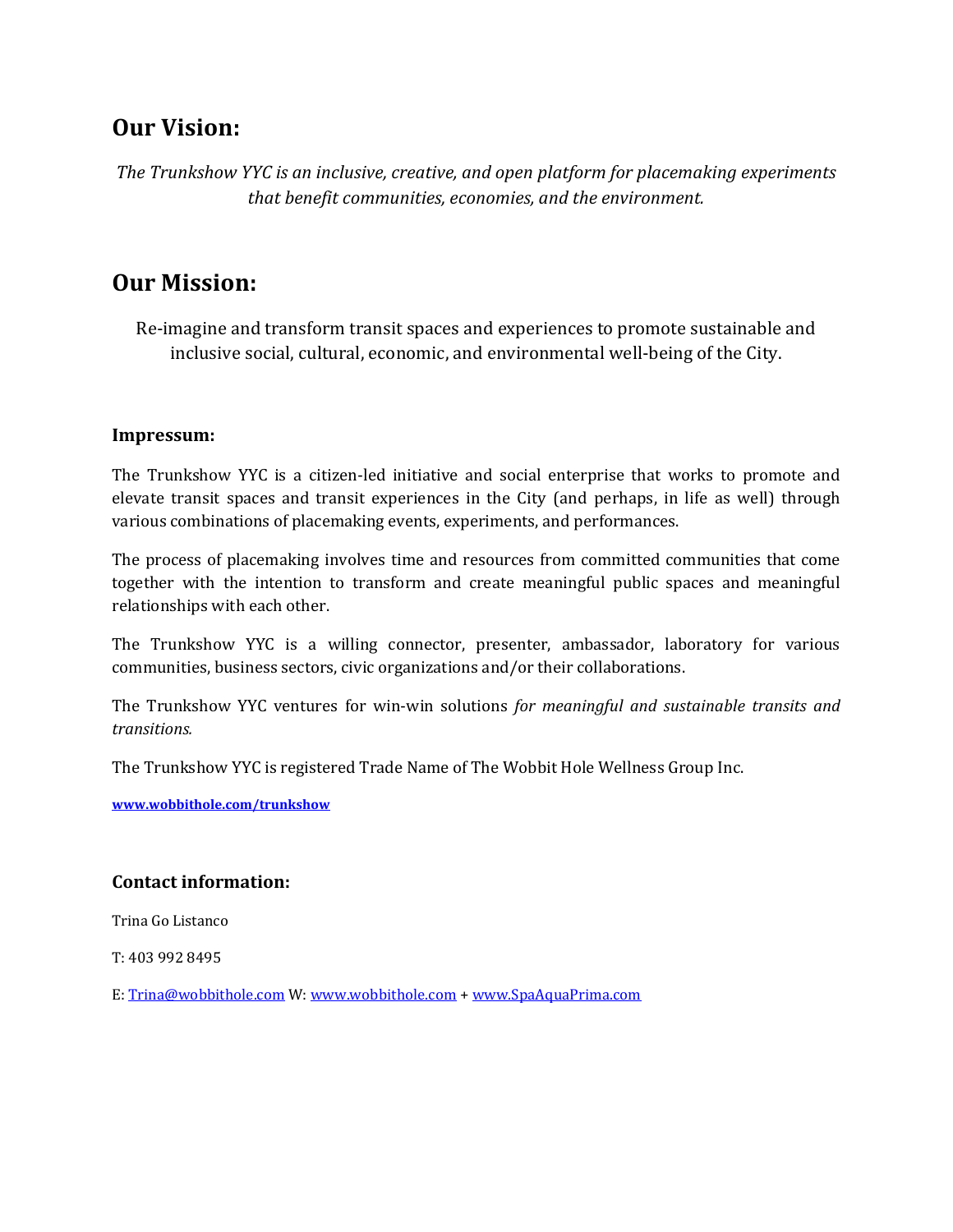## Our Vision:

*The Trunkshow YYC is an inclusive, creative, and open platform for placemaking experiments that benefit communities, economies, and the environment.*

## Our Mission:

Re-imagine and transform transit spaces and experiences to promote sustainable and inclusive social, cultural, economic, and environmental well-being of the City.

### Impressum:

The Trunkshow YYC is a citizen-led initiative and social enterprise that works to promote and elevate transit spaces and transit experiences in the City (and perhaps, in life as well) through various combinations of placemaking events, experiments, and performances.

The process of placemaking involves time and resources from committed communities that come together with the intention to transform and create meaningful public spaces and meaningful relationships with each other.

The Trunkshow YYC is a willing connector, presenter, ambassador, laboratory for various communities, business sectors, civic organizations and/or their collaborations.

The Trunkshow YYC ventures for win-win solutions *for meaningful and sustainable transits and transitions.*

The Trunkshow YYC is registered Trade Name of The Wobbit Hole Wellness Group Inc.

**www.wobbithole.com/trunkshow**

### Contact information:

Trina Go Listanco

T: 403 992 8495

E: Trina@wobbithole.com W: www.wobbithole.com + www.SpaAquaPrima.com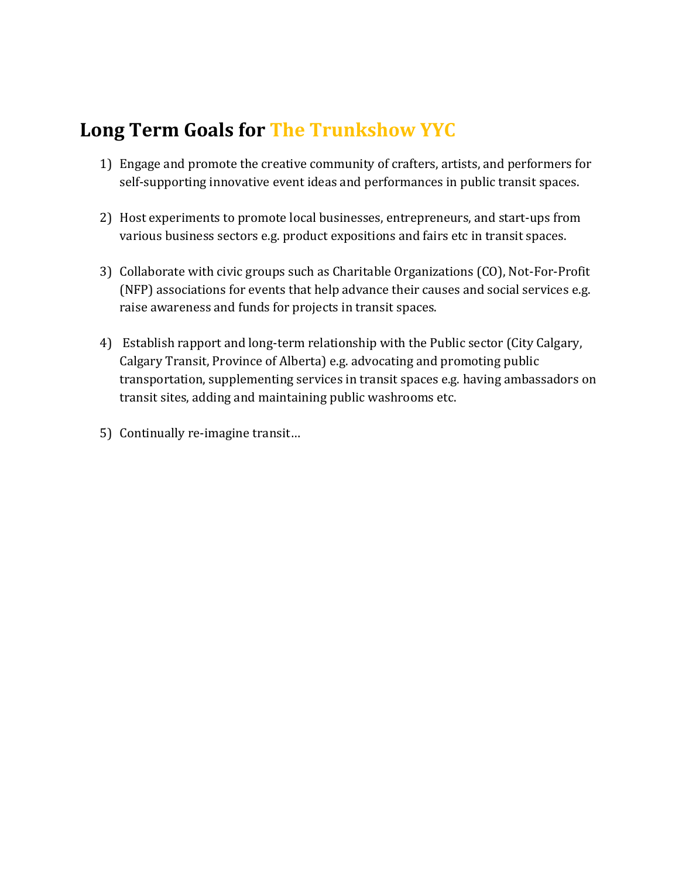## Long Term Goals for The Trunkshow YYC

1) Engage and promote the creative community of crafters, artists, and performers for self-supporting innovative event ideas and performances in public transit spaces.

2) Host experiments to promote local businesses, entrepreneurs, and start-ups from various business sectors e.g. product expositions and fairs etc in transit spaces.

3) Collaborate with civic groups such as Charitable Organizations (CO), Not-For-Profit (NFP) associations for events that help advance their causes and social services e.g. raise awareness and funds for projects in transit spaces.

4) Establish rapport and long-term relationship with the Public sector (City Calgary, Calgary Transit, Province of Alberta) e.g. advocating and promoting public transportation, supplementing services in transit spaces e.g. having ambassadors on transit sites, adding and maintaining public washrooms etc.

5) Continually re-imagine transit…